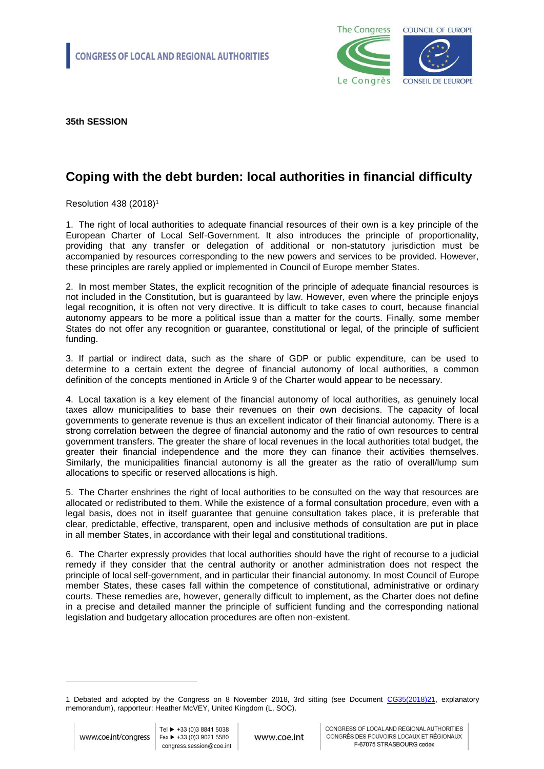CONGRESS OF LOCAL AND REGIONAL AUTHORITIES

**35th SESSION**

# Coping with the debt burden: local authorities in financial difficulty

Resolution 438 (2018)[1]

1. The right of local authorities to adequate financial resources of their own is a key principle of the European Charter of Local Self-Government. It also introduces the principle of proportionality, providing that any transfer or delegation of additional or non-statutory jurisdiction must be accompanied by resources corresponding to the new powers and services to be provided. However, these principles are rarely applied or implemented in Council of Europe member States.

2. In most member States, the explicit recognition of the principle of adequate financial resources is not included in the Constitution, but is guaranteed by law. However, even where the principle enjoys legal recognition, it is often not very directive. It is difficult to take cases to court, because financial autonomy appears to be more a political issue than a matter for the courts. Finally, some member States do not offer any recognition or guarantee, constitutional or legal, of the principle of sufficient funding.

3. If partial or indirect data, such as the share of GDP or public expenditure, can be used to determine to a certain extent the degree of financial autonomy of local authorities, a common definition of the concepts mentioned in Article 9 of the Charter would appear to be necessary.

4. Local taxation is a key element of the financial autonomy of local authorities, as genuinely local taxes allow municipalities to base their revenues on their own decisions. The capacity of local governments to generate revenue is thus an excellent indicator of their financial autonomy. There is a strong correlation between the degree of financial autonomy and the ratio of own resources to central government transfers. The greater the share of local revenues in the local authorities total budget, the greater their financial independence and the more they can finance their activities themselves. Similarly, the municipalities financial autonomy is all the greater as the ratio of overall/lump sum allocations to specific or reserved allocations is high.

5. The Charter enshrines the right of local authorities to be consulted on the way that resources are allocated or redistributed to them. While the existence of a formal consultation procedure, even with a legal basis, does not in itself guarantee that genuine consultation takes place, it is preferable that clear, predictable, effective, transparent, open and inclusive methods of consultation are put in place in all member States, in accordance with their legal and constitutional traditions.

6. The Charter expressly provides that local authorities should have the right of recourse to a judicial remedy if they consider that the central authority or another administration does not respect the principle of local self-government, and in particular their financial autonomy. In most Council of Europe member States, these cases fall within the competence of constitutional, administrative or ordinary courts. These remedies are, however, generally difficult to implement, as the Charter does not define in a precise and detailed manner the principle of sufficient funding and the corresponding national legislation and budgetary allocation procedures are often non-existent.

---

1 Debated and adopted by the Congress on 8 November 2018, 3rd sitting (see Document CG35(2018)21, explanatory memorandum), rapporteur: Heather McVEY, United Kingdom (L, SOC).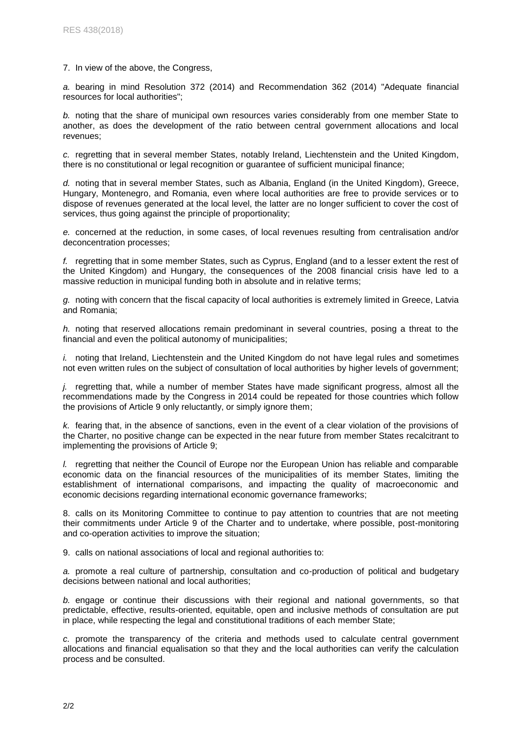7. In view of the above, the Congress,

*a.* bearing in mind Resolution 372 (2014) and Recommendation 362 (2014) "Adequate financial resources for local authorities";

*b.* noting that the share of municipal own resources varies considerably from one member State to another, as does the development of the ratio between central government allocations and local revenues;

*c.* regretting that in several member States, notably Ireland, Liechtenstein and the United Kingdom, there is no constitutional or legal recognition or guarantee of sufficient municipal finance;

*d.* noting that in several member States, such as Albania, England (in the United Kingdom), Greece, Hungary, Montenegro, and Romania, even where local authorities are free to provide services or to dispose of revenues generated at the local level, the latter are no longer sufficient to cover the cost of services, thus going against the principle of proportionality;

*e.* concerned at the reduction, in some cases, of local revenues resulting from centralisation and/or deconcentration processes;

*f.* regretting that in some member States, such as Cyprus, England (and to a lesser extent the rest of the United Kingdom) and Hungary, the consequences of the 2008 financial crisis have led to a massive reduction in municipal funding both in absolute and in relative terms;

*g.* noting with concern that the fiscal capacity of local authorities is extremely limited in Greece, Latvia and Romania;

*h.* noting that reserved allocations remain predominant in several countries, posing a threat to the financial and even the political autonomy of municipalities;

*i.* noting that Ireland, Liechtenstein and the United Kingdom do not have legal rules and sometimes not even written rules on the subject of consultation of local authorities by higher levels of government;

*j.* regretting that, while a number of member States have made significant progress, almost all the recommendations made by the Congress in 2014 could be repeated for those countries which follow the provisions of Article 9 only reluctantly, or simply ignore them;

*k.* fearing that, in the absence of sanctions, even in the event of a clear violation of the provisions of the Charter, no positive change can be expected in the near future from member States recalcitrant to implementing the provisions of Article 9;

*l.* regretting that neither the Council of Europe nor the European Union has reliable and comparable economic data on the financial resources of the municipalities of its member States, limiting the establishment of international comparisons, and impacting the quality of macroeconomic and economic decisions regarding international economic governance frameworks;

8. calls on its Monitoring Committee to continue to pay attention to countries that are not meeting their commitments under Article 9 of the Charter and to undertake, where possible, post-monitoring and co-operation activities to improve the situation;

9. calls on national associations of local and regional authorities to:

*a.* promote a real culture of partnership, consultation and co-production of political and budgetary decisions between national and local authorities;

*b.* engage or continue their discussions with their regional and national governments, so that predictable, effective, results-oriented, equitable, open and inclusive methods of consultation are put in place, while respecting the legal and constitutional traditions of each member State;

*c.* promote the transparency of the criteria and methods used to calculate central government allocations and financial equalisation so that they and the local authorities can verify the calculation process and be consulted.